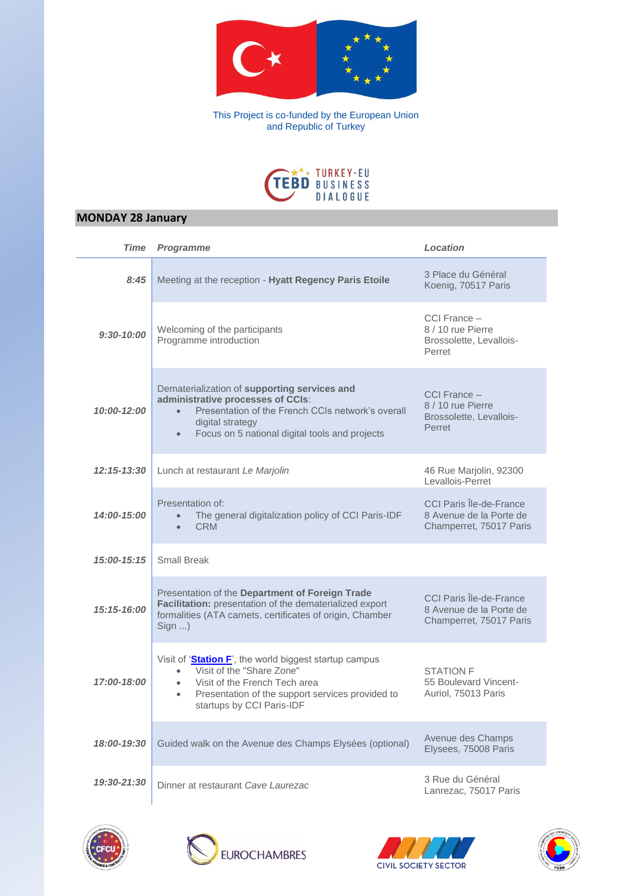This Project is co-funded by the European Union and Republic of Turkey

TEBD TURKEY-EU BUSINESS DIALOGUE

## MONDAY 28 January

| Time | Programme | Location |
|---|---|---|
| 8:45 | Meeting at the reception - **Hyatt Regency Paris Etoile** | 3 Place du Général Koenig, 70517 Paris |
| 9:30-10:00 | Welcoming of the participants<br>Programme introduction | CCI France – 8 / 10 rue Pierre Brossolette, Levallois-Perret |
| 10:00-12:00 | Dematerialization of **supporting services and administrative processes of CCIs**:<br>• Presentation of the French CCIs network's overall digital strategy<br>• Focus on 5 national digital tools and projects | CCI France – 8 / 10 rue Pierre Brossolette, Levallois-Perret |
| 12:15-13:30 | Lunch at restaurant *Le Marjolin* | 46 Rue Marjolin, 92300 Levallois-Perret |
| 14:00-15:00 | Presentation of:<br>• The general digitalization policy of CCI Paris-IDF<br>• CRM | CCI Paris Île-de-France 8 Avenue de la Porte de Champerret, 75017 Paris |
| 15:00-15:15 | Small Break | |
| 15:15-16:00 | Presentation of the **Department of Foreign Trade Facilitation:** presentation of the dematerialized export formalities (ATA carnets, certificates of origin, Chamber Sign ...) | CCI Paris Île-de-France 8 Avenue de la Porte de Champerret, 75017 Paris |
| 17:00-18:00 | Visit of '**Station F**', the world biggest startup campus<br>• Visit of the "Share Zone"<br>• Visit of the French Tech area<br>• Presentation of the support services provided to startups by CCI Paris-IDF | STATION F 55 Boulevard Vincent-Auriol, 75013 Paris |
| 18:00-19:30 | Guided walk on the Avenue des Champs Elysées (optional) | Avenue des Champs Elysees, 75008 Paris |
| 19:30-21:30 | Dinner at restaurant *Cave Laurezac* | 3 Rue du Général Lanrezac, 75017 Paris |

CFCU | EUROCHAMBRES | CIVIL SOCIETY SECTOR | TOBB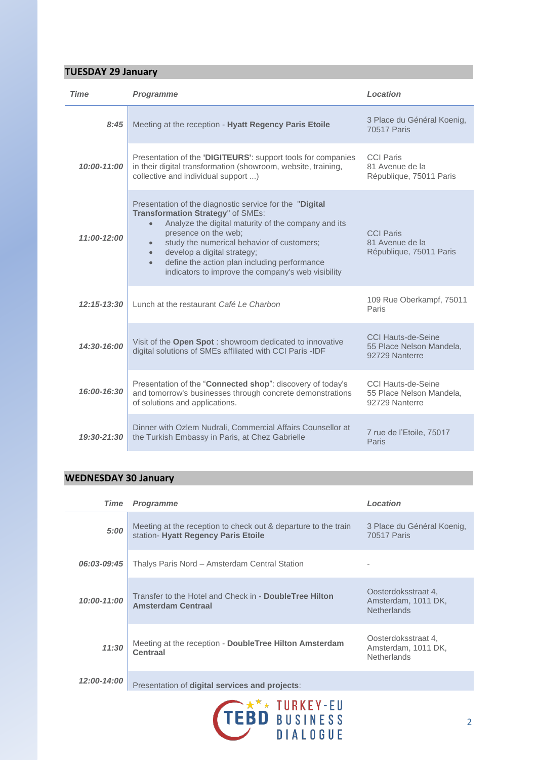## TUESDAY 29 January

| *Time* | *Programme* | *Location* |
|---|---|---|
| *8:45* | Meeting at the reception - **Hyatt Regency Paris Etoile** | 3 Place du Général Koenig, 70517 Paris |
| *10:00-11:00* | Presentation of the **'DIGITEURS'**: support tools for companies in their digital transformation (showroom, website, training, collective and individual support ...) | CCI Paris 81 Avenue de la République, 75011 Paris |
| *11:00-12:00* | Presentation of the diagnostic service for the "**Digital Transformation Strategy**" of SMEs: • Analyze the digital maturity of the company and its presence on the web; • study the numerical behavior of customers; • develop a digital strategy; • define the action plan including performance indicators to improve the company's web visibility | CCI Paris 81 Avenue de la République, 75011 Paris |
| *12:15-13:30* | Lunch at the restaurant *Café Le Charbon* | 109 Rue Oberkampf, 75011 Paris |
| *14:30-16:00* | Visit of the **Open Spot** : showroom dedicated to innovative digital solutions of SMEs affiliated with CCI Paris -IDF | CCI Hauts-de-Seine 55 Place Nelson Mandela, 92729 Nanterre |
| *16:00-16:30* | Presentation of the "**Connected shop**": discovery of today's and tomorrow's businesses through concrete demonstrations of solutions and applications. | CCI Hauts-de-Seine 55 Place Nelson Mandela, 92729 Nanterre |
| *19:30-21:30* | Dinner with Ozlem Nudrali, Commercial Affairs Counsellor at the Turkish Embassy in Paris, at Chez Gabrielle | 7 rue de l'Etoile, 75017 Paris |

## WEDNESDAY 30 January

| *Time* | *Programme* | *Location* |
|---|---|---|
| *5:00* | Meeting at the reception to check out & departure to the train station- **Hyatt Regency Paris Etoile** | 3 Place du Général Koenig, 70517 Paris |
| *06:03-09:45* | Thalys Paris Nord – Amsterdam Central Station | - |
| *10:00-11:00* | Transfer to the Hotel and Check in - **DoubleTree Hilton Amsterdam Centraal** | Oosterdoksstraat 4, Amsterdam, 1011 DK, Netherlands |
| *11:30* | Meeting at the reception - **DoubleTree Hilton Amsterdam Centraal** | Oosterdoksstraat 4, Amsterdam, 1011 DK, Netherlands |
| *12:00-14:00* | Presentation of **digital services and projects**: | |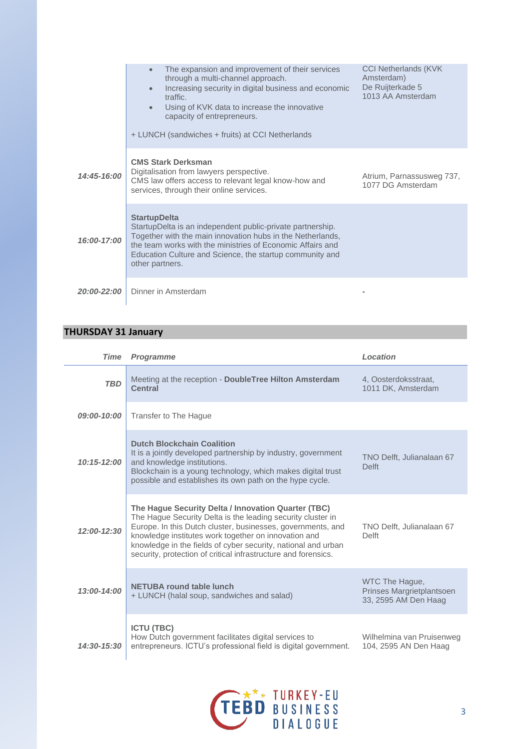| | | |
|---|---|---|
| | • The expansion and improvement of their services through a multi-channel approach.<br>• Increasing security in digital business and economic traffic.<br>• Using of KVK data to increase the innovative capacity of entrepreneurs.<br><br>+ LUNCH (sandwiches + fruits) at CCI Netherlands | CCI Netherlands (KVK Amsterdam)<br>De Ruijterkade 5<br>1013 AA Amsterdam |
| ***14:45-16:00*** | **CMS Stark Derksman**<br>Digitalisation from lawyers perspective.<br>CMS law offers access to relevant legal know-how and services, through their online services. | Atrium, Parnassusweg 737, 1077 DG Amsterdam |
| ***16:00-17:00*** | **StartupDelta**<br>StartupDelta is an independent public-private partnership. Together with the main innovation hubs in the Netherlands, the team works with the ministries of Economic Affairs and Education Culture and Science, the startup community and other partners. | |
| ***20:00-22:00*** | Dinner in Amsterdam | - |

## THURSDAY 31 January

| *Time* | *Programme* | *Location* |
|---|---|---|
| ***TBD*** | Meeting at the reception - **DoubleTree Hilton Amsterdam Central** | 4, Oosterdoksstraat, 1011 DK, Amsterdam |
| ***09:00-10:00*** | Transfer to The Hague | |
| ***10:15-12:00*** | **Dutch Blockchain Coalition**<br>It is a jointly developed partnership by industry, government and knowledge institutions.<br>Blockchain is a young technology, which makes digital trust possible and establishes its own path on the hype cycle. | TNO Delft, Julianalaan 67 Delft |
| ***12:00-12:30*** | **The Hague Security Delta / Innovation Quarter (TBC)**<br>The Hague Security Delta is the leading security cluster in Europe. In this Dutch cluster, businesses, governments, and knowledge institutes work together on innovation and knowledge in the fields of cyber security, national and urban security, protection of critical infrastructure and forensics. | TNO Delft, Julianalaan 67 Delft |
| ***13:00-14:00*** | **NETUBA round table lunch**<br>+ LUNCH (halal soup, sandwiches and salad) | WTC The Hague, Prinses Margrietplantsoen 33, 2595 AM Den Haag |
| ***14:30-15:30*** | **ICTU (TBC)**<br>How Dutch government facilitates digital services to entrepreneurs. ICTU's professional field is digital government. | Wilhelmina van Pruisenweg 104, 2595 AN Den Haag |

TEBD TURKEY-EU BUSINESS DIALOGUE